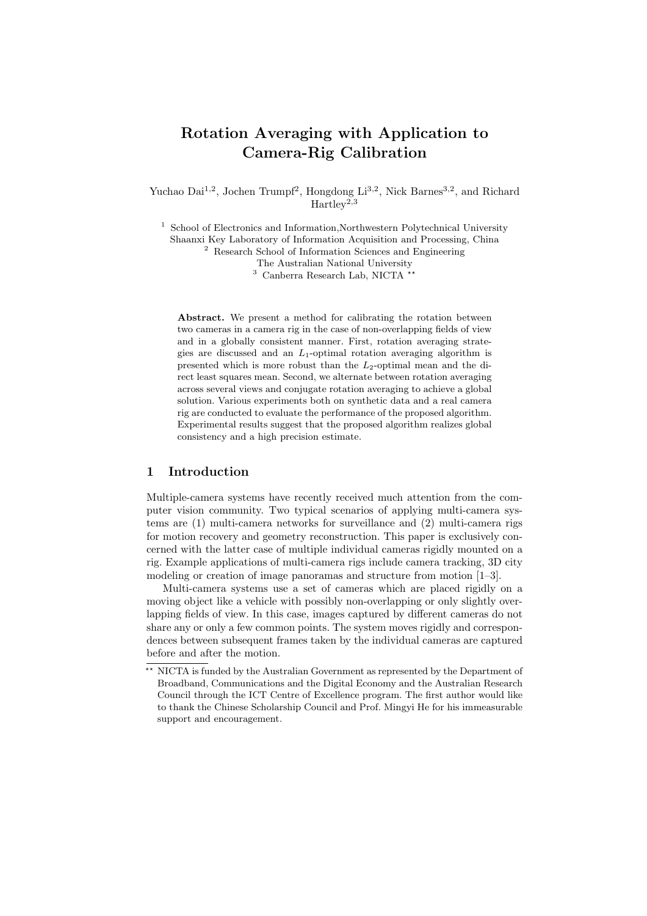# Rotation Averaging with Application to Camera-Rig Calibration

Yuchao Dai[1,2], Jochen Trumpf[2], Hongdong Li[3,2], Nick Barnes[3,2], and Richard Hartley[2,3]

[1] School of Electronics and Information,Northwestern Polytechnical University
Shaanxi Key Laboratory of Information Acquisition and Processing, China
[2] Research School of Information Sciences and Engineering
The Australian National University
[3] Canberra Research Lab, NICTA **

**Abstract.** We present a method for calibrating the rotation between two cameras in a camera rig in the case of non-overlapping fields of view and in a globally consistent manner. First, rotation averaging strategies are discussed and an $L_1$-optimal rotation averaging algorithm is presented which is more robust than the $L_2$-optimal mean and the direct least squares mean. Second, we alternate between rotation averaging across several views and conjugate rotation averaging to achieve a global solution. Various experiments both on synthetic data and a real camera rig are conducted to evaluate the performance of the proposed algorithm. Experimental results suggest that the proposed algorithm realizes global consistency and a high precision estimate.

## 1 Introduction

Multiple-camera systems have recently received much attention from the computer vision community. Two typical scenarios of applying multi-camera systems are (1) multi-camera networks for surveillance and (2) multi-camera rigs for motion recovery and geometry reconstruction. This paper is exclusively concerned with the latter case of multiple individual cameras rigidly mounted on a rig. Example applications of multi-camera rigs include camera tracking, 3D city modeling or creation of image panoramas and structure from motion [1–3].

Multi-camera systems use a set of cameras which are placed rigidly on a moving object like a vehicle with possibly non-overlapping or only slightly overlapping fields of view. In this case, images captured by different cameras do not share any or only a few common points. The system moves rigidly and correspondences between subsequent frames taken by the individual cameras are captured before and after the motion.

** NICTA is funded by the Australian Government as represented by the Department of Broadband, Communications and the Digital Economy and the Australian Research Council through the ICT Centre of Excellence program. The first author would like to thank the Chinese Scholarship Council and Prof. Mingyi He for his immeasurable support and encouragement.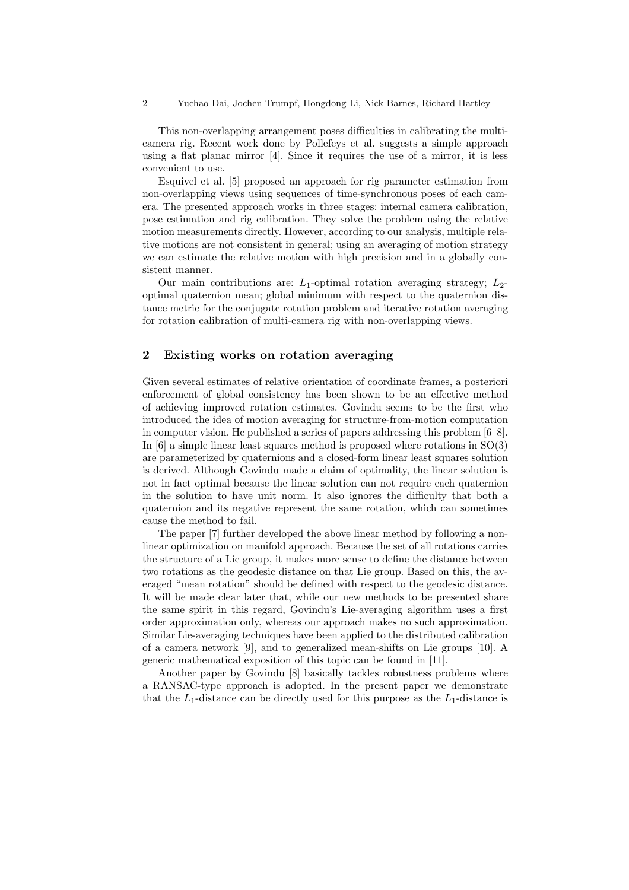This non-overlapping arrangement poses difficulties in calibrating the multi-camera rig. Recent work done by Pollefeys et al. suggests a simple approach using a flat planar mirror [4]. Since it requires the use of a mirror, it is less convenient to use.

Esquivel et al. [5] proposed an approach for rig parameter estimation from non-overlapping views using sequences of time-synchronous poses of each camera. The presented approach works in three stages: internal camera calibration, pose estimation and rig calibration. They solve the problem using the relative motion measurements directly. However, according to our analysis, multiple relative motions are not consistent in general; using an averaging of motion strategy we can estimate the relative motion with high precision and in a globally consistent manner.

Our main contributions are: $L_1$-optimal rotation averaging strategy; $L_2$-optimal quaternion mean; global minimum with respect to the quaternion distance metric for the conjugate rotation problem and iterative rotation averaging for rotation calibration of multi-camera rig with non-overlapping views.

## 2 Existing works on rotation averaging

Given several estimates of relative orientation of coordinate frames, a posteriori enforcement of global consistency has been shown to be an effective method of achieving improved rotation estimates. Govindu seems to be the first who introduced the idea of motion averaging for structure-from-motion computation in computer vision. He published a series of papers addressing this problem [6–8]. In [6] a simple linear least squares method is proposed where rotations in SO(3) are parameterized by quaternions and a closed-form linear least squares solution is derived. Although Govindu made a claim of optimality, the linear solution is not in fact optimal because the linear solution can not require each quaternion in the solution to have unit norm. It also ignores the difficulty that both a quaternion and its negative represent the same rotation, which can sometimes cause the method to fail.

The paper [7] further developed the above linear method by following a non-linear optimization on manifold approach. Because the set of all rotations carries the structure of a Lie group, it makes more sense to define the distance between two rotations as the geodesic distance on that Lie group. Based on this, the averaged "mean rotation" should be defined with respect to the geodesic distance. It will be made clear later that, while our new methods to be presented share the same spirit in this regard, Govindu's Lie-averaging algorithm uses a first order approximation only, whereas our approach makes no such approximation. Similar Lie-averaging techniques have been applied to the distributed calibration of a camera network [9], and to generalized mean-shifts on Lie groups [10]. A generic mathematical exposition of this topic can be found in [11].

Another paper by Govindu [8] basically tackles robustness problems where a RANSAC-type approach is adopted. In the present paper we demonstrate that the $L_1$-distance can be directly used for this purpose as the $L_1$-distance is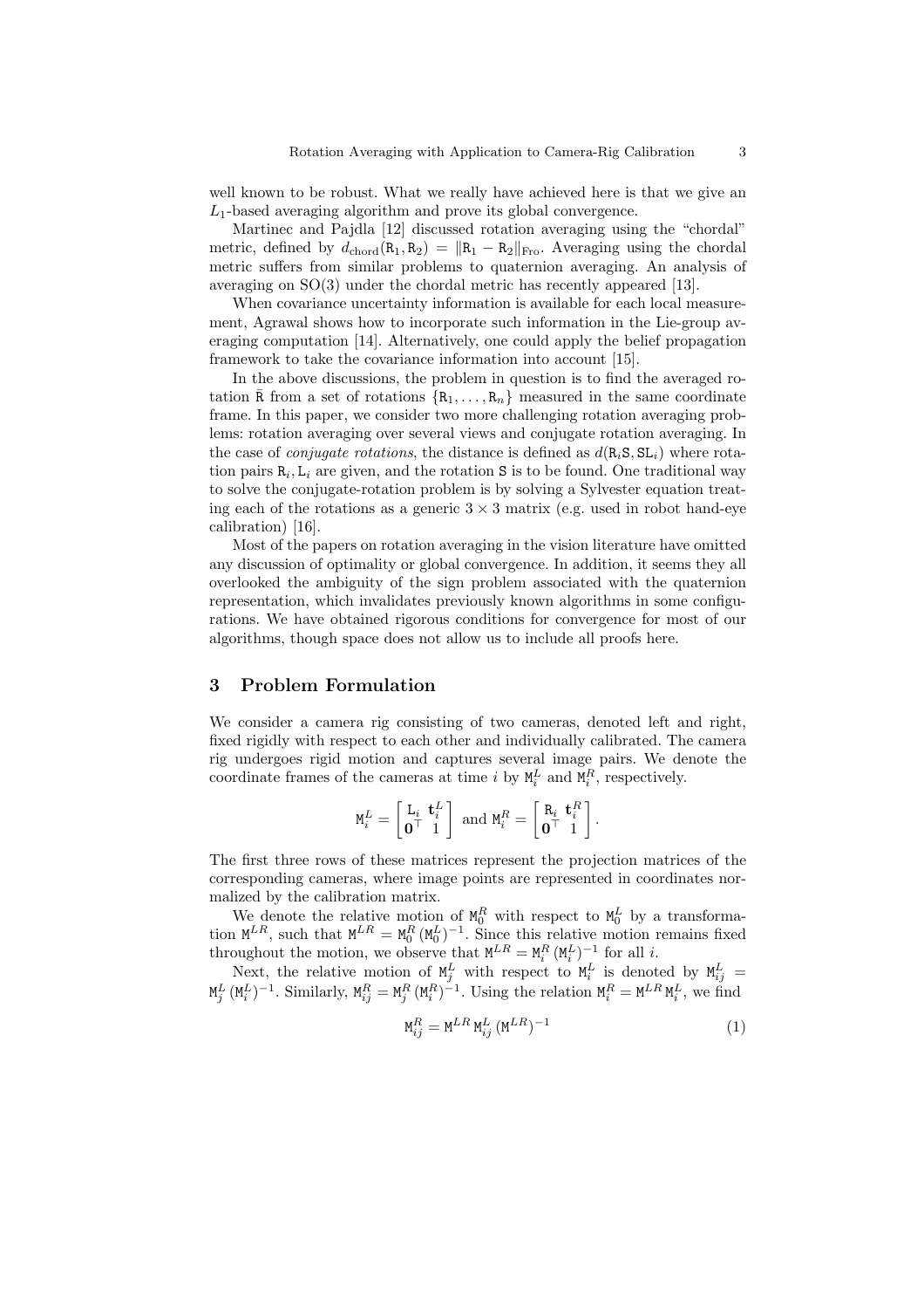well known to be robust. What we really have achieved here is that we give an $L_1$-based averaging algorithm and prove its global convergence.

Martinec and Pajdla [12] discussed rotation averaging using the "chordal" metric, defined by $d_{\text{chord}}(\mathtt{R}_1, \mathtt{R}_2) = \|\mathtt{R}_1 - \mathtt{R}_2\|_{\text{Fro}}$. Averaging using the chordal metric suffers from similar problems to quaternion averaging. An analysis of averaging on SO(3) under the chordal metric has recently appeared [13].

When covariance uncertainty information is available for each local measurement, Agrawal shows how to incorporate such information in the Lie-group averaging computation [14]. Alternatively, one could apply the belief propagation framework to take the covariance information into account [15].

In the above discussions, the problem in question is to find the averaged rotation $\bar{\mathtt{R}}$ from a set of rotations $\{\mathtt{R}_1, \ldots, \mathtt{R}_n\}$ measured in the same coordinate frame. In this paper, we consider two more challenging rotation averaging problems: rotation averaging over several views and conjugate rotation averaging. In the case of *conjugate rotations*, the distance is defined as $d(\mathtt{R}_i\mathtt{S}, \mathtt{S}\mathtt{L}_i)$ where rotation pairs $\mathtt{R}_i, \mathtt{L}_i$ are given, and the rotation $\mathtt{S}$ is to be found. One traditional way to solve the conjugate-rotation problem is by solving a Sylvester equation treating each of the rotations as a generic $3 \times 3$ matrix (e.g. used in robot hand-eye calibration) [16].

Most of the papers on rotation averaging in the vision literature have omitted any discussion of optimality or global convergence. In addition, it seems they all overlooked the ambiguity of the sign problem associated with the quaternion representation, which invalidates previously known algorithms in some configurations. We have obtained rigorous conditions for convergence for most of our algorithms, though space does not allow us to include all proofs here.

## 3 Problem Formulation

We consider a camera rig consisting of two cameras, denoted left and right, fixed rigidly with respect to each other and individually calibrated. The camera rig undergoes rigid motion and captures several image pairs. We denote the coordinate frames of the cameras at time $i$ by $\mathtt{M}_i^L$ and $\mathtt{M}_i^R$, respectively.

$$\mathtt{M}_i^L = \begin{bmatrix} \mathtt{L}_i & \mathbf{t}_i^L \\ \mathbf{0}^\top & 1 \end{bmatrix} \text{ and } \mathtt{M}_i^R = \begin{bmatrix} \mathtt{R}_i & \mathbf{t}_i^R \\ \mathbf{0}^\top & 1 \end{bmatrix}.$$

The first three rows of these matrices represent the projection matrices of the corresponding cameras, where image points are represented in coordinates normalized by the calibration matrix.

We denote the relative motion of $\mathtt{M}_0^R$ with respect to $\mathtt{M}_0^L$ by a transformation $\mathtt{M}^{LR}$, such that $\mathtt{M}^{LR} = \mathtt{M}_0^R\,(\mathtt{M}_0^L)^{-1}$. Since this relative motion remains fixed throughout the motion, we observe that $\mathtt{M}^{LR} = \mathtt{M}_i^R\,(\mathtt{M}_i^L)^{-1}$ for all $i$.

Next, the relative motion of $\mathtt{M}_j^L$ with respect to $\mathtt{M}_i^L$ is denoted by $\mathtt{M}_{ij}^L = \mathtt{M}_j^L\,(\mathtt{M}_i^L)^{-1}$. Similarly, $\mathtt{M}_{ij}^R = \mathtt{M}_j^R\,(\mathtt{M}_i^R)^{-1}$. Using the relation $\mathtt{M}_i^R = \mathtt{M}^{LR}\,\mathtt{M}_i^L$, we find

$$\mathtt{M}_{ij}^R = \mathtt{M}^{LR}\,\mathtt{M}_{ij}^L\,(\mathtt{M}^{LR})^{-1} \tag{1}$$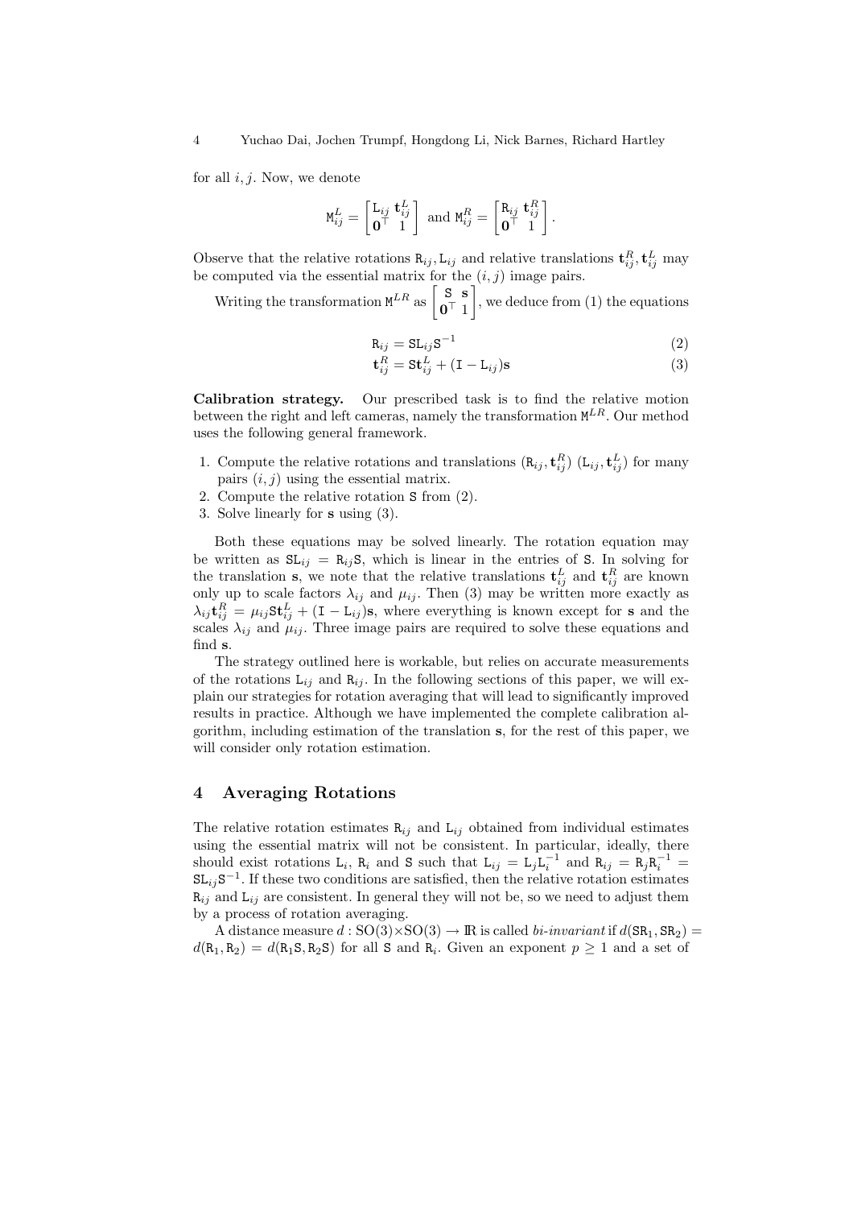for all $i, j$. Now, we denote

$$\mathtt{M}_{ij}^{L} = \begin{bmatrix} \mathtt{L}_{ij} & \mathbf{t}_{ij}^{L} \\ \mathbf{0}^\top & 1 \end{bmatrix} \text{ and } \mathtt{M}_{ij}^{R} = \begin{bmatrix} \mathtt{R}_{ij} & \mathbf{t}_{ij}^{R} \\ \mathbf{0}^\top & 1 \end{bmatrix}.$$

Observe that the relative rotations $\mathtt{R}_{ij}, \mathtt{L}_{ij}$ and relative translations $\mathbf{t}_{ij}^{R}, \mathbf{t}_{ij}^{L}$ may be computed via the essential matrix for the $(i, j)$ image pairs.

Writing the transformation $\mathtt{M}^{LR}$ as $\begin{bmatrix} \mathtt{S} & \mathbf{s} \\ \mathbf{0}^\top & 1 \end{bmatrix}$, we deduce from (1) the equations

$$\mathtt{R}_{ij} = \mathtt{S}\mathtt{L}_{ij}\mathtt{S}^{-1} \tag{2}$$

$$\mathbf{t}_{ij}^{R} = \mathtt{S}\mathbf{t}_{ij}^{L} + (\mathtt{I} - \mathtt{L}_{ij})\mathbf{s} \tag{3}$$

**Calibration strategy.** Our prescribed task is to find the relative motion between the right and left cameras, namely the transformation $\mathtt{M}^{LR}$. Our method uses the following general framework.

1. Compute the relative rotations and translations $(\mathtt{R}_{ij}, \mathbf{t}_{ij}^{R})$ $(\mathtt{L}_{ij}, \mathbf{t}_{ij}^{L})$ for many pairs $(i, j)$ using the essential matrix.
2. Compute the relative rotation $\mathtt{S}$ from (2).
3. Solve linearly for $\mathbf{s}$ using (3).

Both these equations may be solved linearly. The rotation equation may be written as $\mathtt{S}\mathtt{L}_{ij} = \mathtt{R}_{ij}\mathtt{S}$, which is linear in the entries of $\mathtt{S}$. In solving for the translation $\mathbf{s}$, we note that the relative translations $\mathbf{t}_{ij}^{L}$ and $\mathbf{t}_{ij}^{R}$ are known only up to scale factors $\lambda_{ij}$ and $\mu_{ij}$. Then (3) may be written more exactly as $\lambda_{ij}\mathbf{t}_{ij}^{R} = \mu_{ij}\mathtt{S}\mathbf{t}_{ij}^{L} + (\mathtt{I} - \mathtt{L}_{ij})\mathbf{s}$, where everything is known except for $\mathbf{s}$ and the scales $\lambda_{ij}$ and $\mu_{ij}$. Three image pairs are required to solve these equations and find $\mathbf{s}$.

The strategy outlined here is workable, but relies on accurate measurements of the rotations $\mathtt{L}_{ij}$ and $\mathtt{R}_{ij}$. In the following sections of this paper, we will explain our strategies for rotation averaging that will lead to significantly improved results in practice. Although we have implemented the complete calibration algorithm, including estimation of the translation $\mathbf{s}$, for the rest of this paper, we will consider only rotation estimation.

## 4 Averaging Rotations

The relative rotation estimates $\mathtt{R}_{ij}$ and $\mathtt{L}_{ij}$ obtained from individual estimates using the essential matrix will not be consistent. In particular, ideally, there should exist rotations $\mathtt{L}_i$, $\mathtt{R}_i$ and $\mathtt{S}$ such that $\mathtt{L}_{ij} = \mathtt{L}_j\mathtt{L}_i^{-1}$ and $\mathtt{R}_{ij} = \mathtt{R}_j\mathtt{R}_i^{-1} = \mathtt{S}\mathtt{L}_{ij}\mathtt{S}^{-1}$. If these two conditions are satisfied, then the relative rotation estimates $\mathtt{R}_{ij}$ and $\mathtt{L}_{ij}$ are consistent. In general they will not be, so we need to adjust them by a process of rotation averaging.

A distance measure $d : \mathrm{SO}(3)\times\mathrm{SO}(3) \to \mathbb{R}$ is called *bi-invariant* if $d(\mathtt{S}\mathtt{R}_1, \mathtt{S}\mathtt{R}_2) = d(\mathtt{R}_1, \mathtt{R}_2) = d(\mathtt{R}_1\mathtt{S}, \mathtt{R}_2\mathtt{S})$ for all $\mathtt{S}$ and $\mathtt{R}_i$. Given an exponent $p \geq 1$ and a set of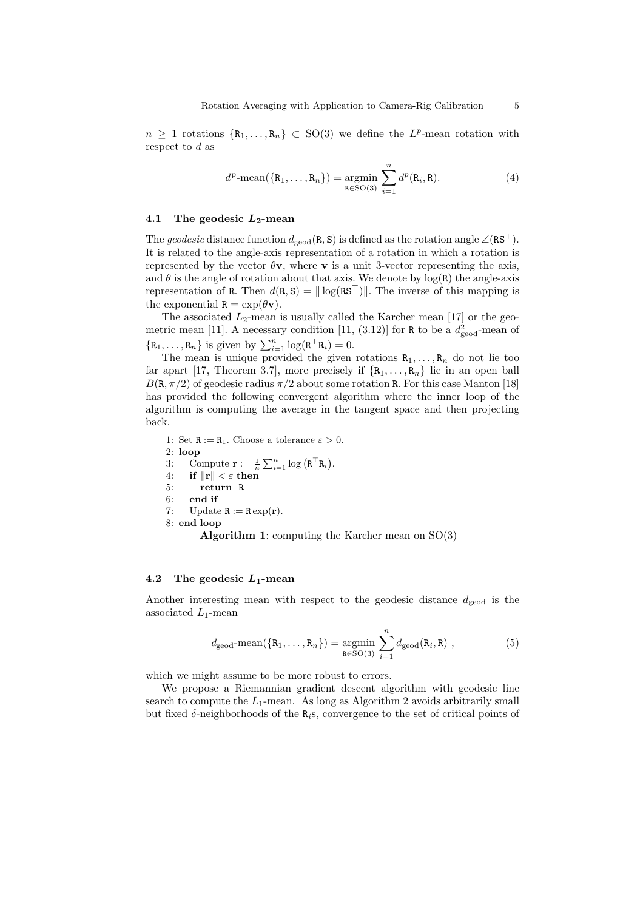$n \geq 1$ rotations $\{\mathtt{R}_1, \ldots, \mathtt{R}_n\} \subset \mathrm{SO}(3)$ we define the $L^p$-mean rotation with respect to $d$ as

$$d^{\mathrm{p}}\text{-mean}(\{\mathtt{R}_1, \ldots, \mathtt{R}_n\}) = \operatorname*{argmin}_{\mathtt{R} \in \mathrm{SO}(3)} \sum_{i=1}^{n} d^p(\mathtt{R}_i, \mathtt{R}). \tag{4}$$

### 4.1 The geodesic $L_2$-mean

The *geodesic* distance function $d_{\mathrm{geod}}(\mathtt{R}, \mathtt{S})$ is defined as the rotation angle $\angle(\mathtt{R}\mathtt{S}^\top)$. It is related to the angle-axis representation of a rotation in which a rotation is represented by the vector $\theta\mathbf{v}$, where $\mathbf{v}$ is a unit 3-vector representing the axis, and $\theta$ is the angle of rotation about that axis. We denote by $\log(\mathtt{R})$ the angle-axis representation of $\mathtt{R}$. Then $d(\mathtt{R}, \mathtt{S}) = \|\log(\mathtt{R}\mathtt{S}^\top)\|$. The inverse of this mapping is the exponential $\mathtt{R} = \exp(\theta\mathbf{v})$.

The associated $L_2$-mean is usually called the Karcher mean [17] or the geometric mean [11]. A necessary condition [11, (3.12)] for $\mathtt{R}$ to be a $d^2_{\mathrm{geod}}$-mean of $\{\mathtt{R}_1, \ldots, \mathtt{R}_n\}$ is given by $\sum_{i=1}^n \log(\mathtt{R}^\top \mathtt{R}_i) = 0$.

The mean is unique provided the given rotations $\mathtt{R}_1, \ldots, \mathtt{R}_n$ do not lie too far apart [17, Theorem 3.7], more precisely if $\{\mathtt{R}_1, \ldots, \mathtt{R}_n\}$ lie in an open ball $B(\mathtt{R}, \pi/2)$ of geodesic radius $\pi/2$ about some rotation $\mathtt{R}$. For this case Manton [18] has provided the following convergent algorithm where the inner loop of the algorithm is computing the average in the tangent space and then projecting back.

1: Set $\mathtt{R} := \mathtt{R}_1$. Choose a tolerance $\varepsilon > 0$.
2: **loop**
3: Compute $\mathbf{r} := \frac{1}{n} \sum_{i=1}^n \log\left(\mathtt{R}^\top \mathtt{R}_i\right)$.
4: **if** $\|\mathbf{r}\| < \varepsilon$ **then**
5: **return** $\mathtt{R}$
6: **end if**
7: Update $\mathtt{R} := \mathtt{R}\exp(\mathbf{r})$.
8: **end loop**

**Algorithm 1**: computing the Karcher mean on SO(3)

### 4.2 The geodesic $L_1$-mean

Another interesting mean with respect to the geodesic distance $d_{\mathrm{geod}}$ is the associated $L_1$-mean

$$d_{\mathrm{geod}}\text{-mean}(\{\mathtt{R}_1, \ldots, \mathtt{R}_n\}) = \operatorname*{argmin}_{\mathtt{R} \in \mathrm{SO}(3)} \sum_{i=1}^{n} d_{\mathrm{geod}}(\mathtt{R}_i, \mathtt{R}) \;, \tag{5}$$

which we might assume to be more robust to errors.

We propose a Riemannian gradient descent algorithm with geodesic line search to compute the $L_1$-mean. As long as Algorithm 2 avoids arbitrarily small but fixed $\delta$-neighborhoods of the $\mathtt{R}_i$s, convergence to the set of critical points of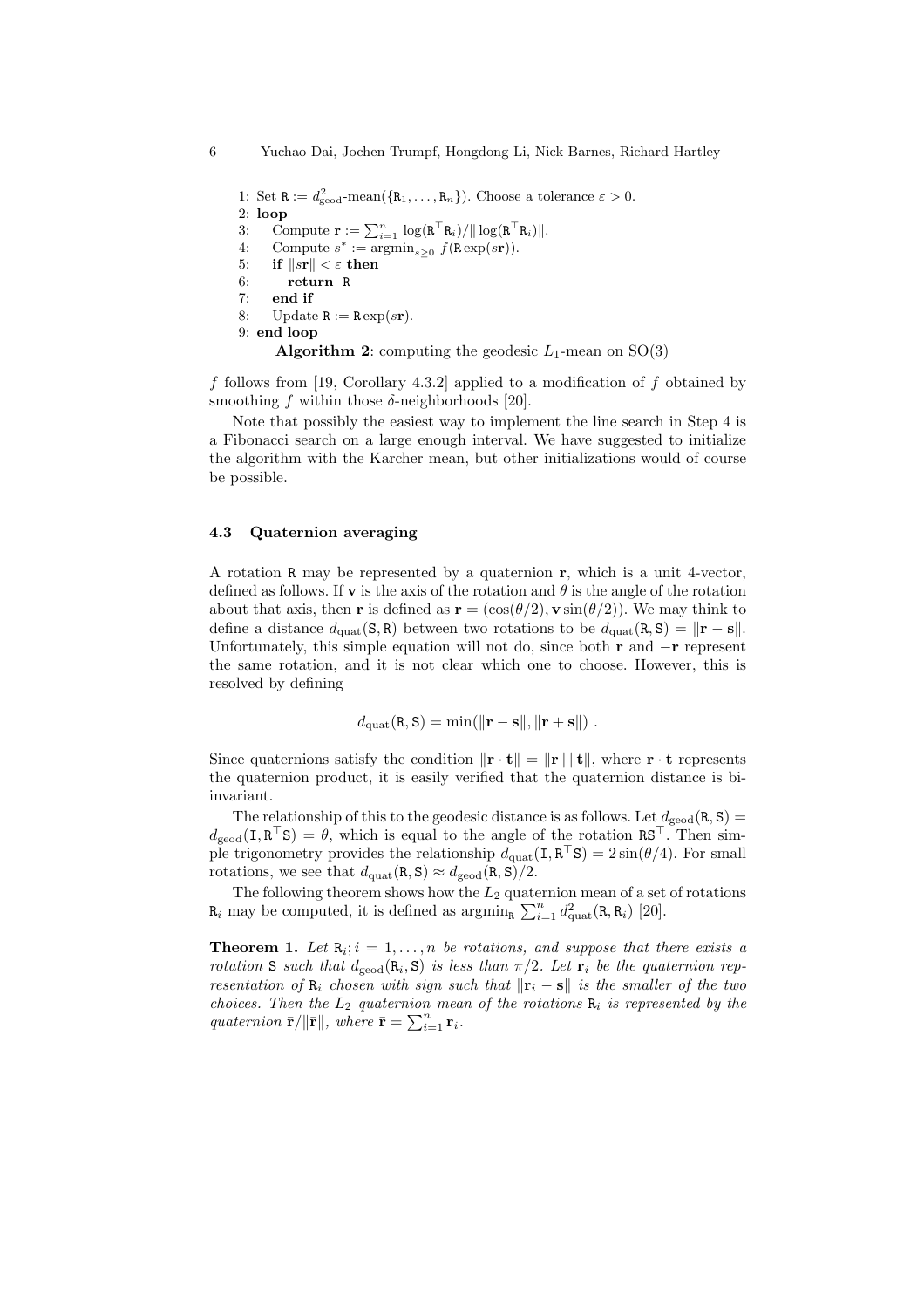1: Set $\mathtt{R} := d^2_{\text{geod}}\text{-mean}(\{\mathtt{R}_1, \ldots, \mathtt{R}_n\})$. Choose a tolerance $\varepsilon > 0$.
2: **loop**
3: Compute $\mathbf{r} := \sum_{i=1}^{n} \log(\mathtt{R}^\top \mathtt{R}_i)/\|\log(\mathtt{R}^\top \mathtt{R}_i)\|$.
4: Compute $s^* := \text{argmin}_{s\geq 0} f(\mathtt{R}\exp(s\mathbf{r}))$.
5: **if** $\|s\mathbf{r}\| < \varepsilon$ **then**
6: **return** R
7: **end if**
8: Update $\mathtt{R} := \mathtt{R}\exp(s\mathbf{r})$.
9: **end loop**

**Algorithm 2**: computing the geodesic $L_1$-mean on SO(3)

$f$ follows from [19, Corollary 4.3.2] applied to a modification of $f$ obtained by smoothing $f$ within those $\delta$-neighborhoods [20].

Note that possibly the easiest way to implement the line search in Step 4 is a Fibonacci search on a large enough interval. We have suggested to initialize the algorithm with the Karcher mean, but other initializations would of course be possible.

### 4.3 Quaternion averaging

A rotation R may be represented by a quaternion $\mathbf{r}$, which is a unit 4-vector, defined as follows. If $\mathbf{v}$ is the axis of the rotation and $\theta$ is the angle of the rotation about that axis, then $\mathbf{r}$ is defined as $\mathbf{r} = (\cos(\theta/2), \mathbf{v}\sin(\theta/2))$. We may think to define a distance $d_{\text{quat}}(\mathtt{S}, \mathtt{R})$ between two rotations to be $d_{\text{quat}}(\mathtt{R}, \mathtt{S}) = \|\mathbf{r} - \mathbf{s}\|$. Unfortunately, this simple equation will not do, since both $\mathbf{r}$ and $-\mathbf{r}$ represent the same rotation, and it is not clear which one to choose. However, this is resolved by defining

$$d_{\text{quat}}(\mathtt{R}, \mathtt{S}) = \min(\|\mathbf{r} - \mathbf{s}\|, \|\mathbf{r} + \mathbf{s}\|) \ .$$

Since quaternions satisfy the condition $\|\mathbf{r} \cdot \mathbf{t}\| = \|\mathbf{r}\| \, \|\mathbf{t}\|$, where $\mathbf{r} \cdot \mathbf{t}$ represents the quaternion product, it is easily verified that the quaternion distance is bi-invariant.

The relationship of this to the geodesic distance is as follows. Let $d_{\text{geod}}(\mathtt{R}, \mathtt{S}) = d_{\text{geod}}(\mathtt{I}, \mathtt{R}^\top \mathtt{S}) = \theta$, which is equal to the angle of the rotation $\mathtt{R}\mathtt{S}^\top$. Then simple trigonometry provides the relationship $d_{\text{quat}}(\mathtt{I}, \mathtt{R}^\top \mathtt{S}) = 2\sin(\theta/4)$. For small rotations, we see that $d_{\text{quat}}(\mathtt{R}, \mathtt{S}) \approx d_{\text{geod}}(\mathtt{R}, \mathtt{S})/2$.

The following theorem shows how the $L_2$ quaternion mean of a set of rotations $\mathtt{R}_i$ may be computed, it is defined as $\text{argmin}_{\mathtt{R}} \sum_{i=1}^{n} d^2_{\text{quat}}(\mathtt{R}, \mathtt{R}_i)$ [20].

**Theorem 1.** *Let $\mathtt{R}_i; i = 1, \ldots, n$ be rotations, and suppose that there exists a rotation* S *such that $d_{\text{geod}}(\mathtt{R}_i, \mathtt{S})$ is less than $\pi/2$. Let $\mathbf{r}_i$ be the quaternion representation of $\mathtt{R}_i$ chosen with sign such that $\|\mathbf{r}_i - \mathbf{s}\|$ is the smaller of the two choices. Then the $L_2$ quaternion mean of the rotations $\mathtt{R}_i$ is represented by the quaternion $\bar{\mathbf{r}}/\|\bar{\mathbf{r}}\|$, where $\bar{\mathbf{r}} = \sum_{i=1}^{n} \mathbf{r}_i$.*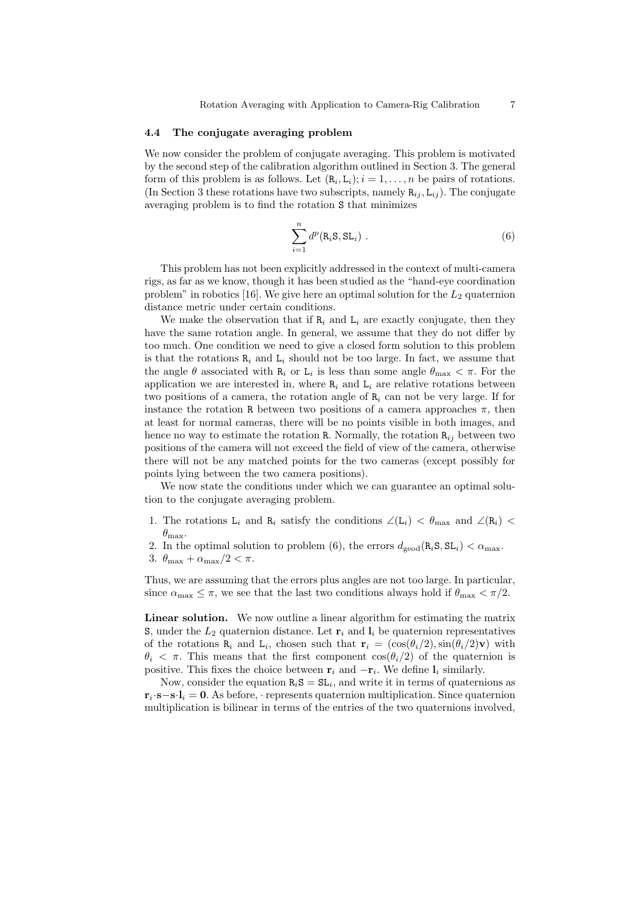### 4.4 The conjugate averaging problem

We now consider the problem of conjugate averaging. This problem is motivated by the second step of the calibration algorithm outlined in Section 3. The general form of this problem is as follows. Let $(\mathtt{R}_i, \mathtt{L}_i); i = 1, \ldots, n$ be pairs of rotations. (In Section 3 these rotations have two subscripts, namely $\mathtt{R}_{ij}, \mathtt{L}_{ij}$). The conjugate averaging problem is to find the rotation $\mathtt{S}$ that minimizes

$$\sum_{i=1}^{n} d^p(\mathtt{R}_i\mathtt{S}, \mathtt{S}\mathtt{L}_i) \ . \tag{6}$$

This problem has not been explicitly addressed in the context of multi-camera rigs, as far as we know, though it has been studied as the "hand-eye coordination problem" in robotics [16]. We give here an optimal solution for the $L_2$ quaternion distance metric under certain conditions.

We make the observation that if $\mathtt{R}_i$ and $\mathtt{L}_i$ are exactly conjugate, then they have the same rotation angle. In general, we assume that they do not differ by too much. One condition we need to give a closed form solution to this problem is that the rotations $\mathtt{R}_i$ and $\mathtt{L}_i$ should not be too large. In fact, we assume that the angle $\theta$ associated with $\mathtt{R}_i$ or $\mathtt{L}_i$ is less than some angle $\theta_{\max} < \pi$. For the application we are interested in, where $\mathtt{R}_i$ and $\mathtt{L}_i$ are relative rotations between two positions of a camera, the rotation angle of $\mathtt{R}_i$ can not be very large. If for instance the rotation $\mathtt{R}$ between two positions of a camera approaches $\pi$, then at least for normal cameras, there will be no points visible in both images, and hence no way to estimate the rotation $\mathtt{R}$. Normally, the rotation $\mathtt{R}_{ij}$ between two positions of the camera will not exceed the field of view of the camera, otherwise there will not be any matched points for the two cameras (except possibly for points lying between the two camera positions).

We now state the conditions under which we can guarantee an optimal solution to the conjugate averaging problem.

1. The rotations $\mathtt{L}_i$ and $\mathtt{R}_i$ satisfy the conditions $\angle(\mathtt{L}_i) < \theta_{\max}$ and $\angle(\mathtt{R}_i) < \theta_{\max}$.
2. In the optimal solution to problem (6), the errors $d_{\text{geod}}(\mathtt{R}_i\mathtt{S}, \mathtt{S}\mathtt{L}_i) < \alpha_{\max}$.
3. $\theta_{\max} + \alpha_{\max}/2 < \pi$.

Thus, we are assuming that the errors plus angles are not too large. In particular, since $\alpha_{\max} \leq \pi$, we see that the last two conditions always hold if $\theta_{\max} < \pi/2$.

**Linear solution.** We now outline a linear algorithm for estimating the matrix $\mathtt{S}$, under the $L_2$ quaternion distance. Let $\mathbf{r}_i$ and $\mathbf{l}_i$ be quaternion representatives of the rotations $\mathtt{R}_i$ and $\mathtt{L}_i$, chosen such that $\mathbf{r}_i = (\cos(\theta_i/2), \sin(\theta_i/2)\mathbf{v})$ with $\theta_i < \pi$. This means that the first component $\cos(\theta_i/2)$ of the quaternion is positive. This fixes the choice between $\mathbf{r}_i$ and $-\mathbf{r}_i$. We define $\mathbf{l}_i$ similarly.

Now, consider the equation $\mathtt{R}_i\mathtt{S} = \mathtt{S}\mathtt{L}_i$, and write it in terms of quaternions as $\mathbf{r}_i \cdot \mathbf{s} - \mathbf{s} \cdot \mathbf{l}_i = \mathbf{0}$. As before, $\cdot$ represents quaternion multiplication. Since quaternion multiplication is bilinear in terms of the entries of the two quaternions involved,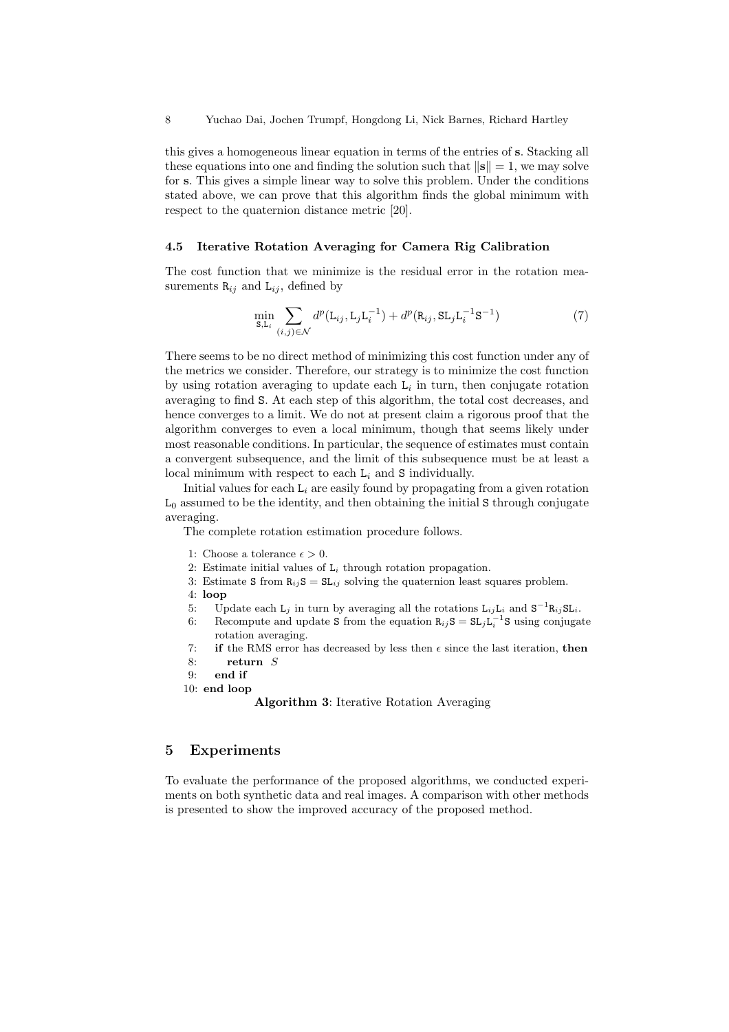this gives a homogeneous linear equation in terms of the entries of $\mathbf{s}$. Stacking all these equations into one and finding the solution such that $\|\mathbf{s}\| = 1$, we may solve for $\mathbf{s}$. This gives a simple linear way to solve this problem. Under the conditions stated above, we can prove that this algorithm finds the global minimum with respect to the quaternion distance metric [20].

### 4.5 Iterative Rotation Averaging for Camera Rig Calibration

The cost function that we minimize is the residual error in the rotation measurements $\mathtt{R}_{ij}$ and $\mathtt{L}_{ij}$, defined by

$$\min_{\mathtt{S},\mathtt{L}_i} \sum_{(i,j)\in\mathcal{N}} d^p(\mathtt{L}_{ij}, \mathtt{L}_j\mathtt{L}_i^{-1}) + d^p(\mathtt{R}_{ij}, \mathtt{S}\mathtt{L}_j\mathtt{L}_i^{-1}\mathtt{S}^{-1}) \tag{7}$$

There seems to be no direct method of minimizing this cost function under any of the metrics we consider. Therefore, our strategy is to minimize the cost function by using rotation averaging to update each $\mathtt{L}_i$ in turn, then conjugate rotation averaging to find $\mathtt{S}$. At each step of this algorithm, the total cost decreases, and hence converges to a limit. We do not at present claim a rigorous proof that the algorithm converges to even a local minimum, though that seems likely under most reasonable conditions. In particular, the sequence of estimates must contain a convergent subsequence, and the limit of this subsequence must be at least a local minimum with respect to each $\mathtt{L}_i$ and $\mathtt{S}$ individually.

Initial values for each $\mathtt{L}_i$ are easily found by propagating from a given rotation $\mathtt{L}_0$ assumed to be the identity, and then obtaining the initial $\mathtt{S}$ through conjugate averaging.

The complete rotation estimation procedure follows.

1: Choose a tolerance $\epsilon > 0$.
2: Estimate initial values of $\mathtt{L}_i$ through rotation propagation.
3: Estimate $\mathtt{S}$ from $\mathtt{R}_{ij}\mathtt{S} = \mathtt{S}\mathtt{L}_{ij}$ solving the quaternion least squares problem.
4: **loop**
5: Update each $\mathtt{L}_j$ in turn by averaging all the rotations $\mathtt{L}_{ij}\mathtt{L}_i$ and $\mathtt{S}^{-1}\mathtt{R}_{ij}\mathtt{S}\mathtt{L}_i$.
6: Recompute and update $\mathtt{S}$ from the equation $\mathtt{R}_{ij}\mathtt{S} = \mathtt{S}\mathtt{L}_j\mathtt{L}_i^{-1}\mathtt{S}$ using conjugate rotation averaging.
7: **if** the RMS error has decreased by less then $\epsilon$ since the last iteration, **then**
8: **return** $S$
9: **end if**
10: **end loop**

**Algorithm 3**: Iterative Rotation Averaging

## 5 Experiments

To evaluate the performance of the proposed algorithms, we conducted experiments on both synthetic data and real images. A comparison with other methods is presented to show the improved accuracy of the proposed method.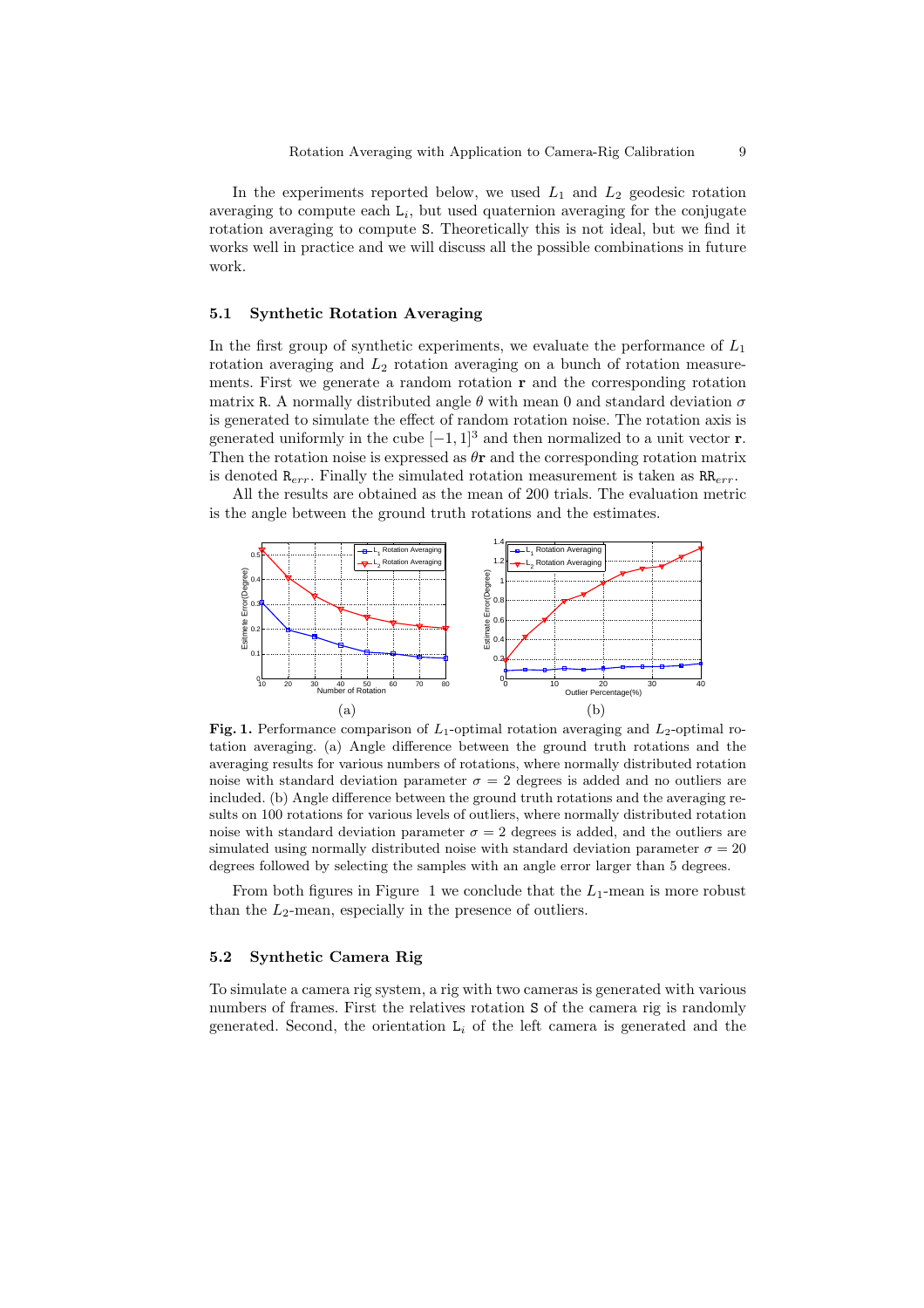In the experiments reported below, we used $L_1$ and $L_2$ geodesic rotation averaging to compute each $\mathtt{L}_i$, but used quaternion averaging for the conjugate rotation averaging to compute $\mathtt{S}$. Theoretically this is not ideal, but we find it works well in practice and we will discuss all the possible combinations in future work.

### 5.1 Synthetic Rotation Averaging

In the first group of synthetic experiments, we evaluate the performance of $L_1$ rotation averaging and $L_2$ rotation averaging on a bunch of rotation measurements. First we generate a random rotation $\mathbf{r}$ and the corresponding rotation matrix $\mathtt{R}$. A normally distributed angle $\theta$ with mean 0 and standard deviation $\sigma$ is generated to simulate the effect of random rotation noise. The rotation axis is generated uniformly in the cube $[-1, 1]^3$ and then normalized to a unit vector $\mathbf{r}$. Then the rotation noise is expressed as $\theta\mathbf{r}$ and the corresponding rotation matrix is denoted $\mathtt{R}_{err}$. Finally the simulated rotation measurement is taken as $\mathtt{R}\mathtt{R}_{err}$.

All the results are obtained as the mean of 200 trials. The evaluation metric is the angle between the ground truth rotations and the estimates.

**Fig. 1.** Performance comparison of $L_1$-optimal rotation averaging and $L_2$-optimal rotation averaging. (a) Angle difference between the ground truth rotations and the averaging results for various numbers of rotations, where normally distributed rotation noise with standard deviation parameter $\sigma = 2$ degrees is added and no outliers are included. (b) Angle difference between the ground truth rotations and the averaging results on 100 rotations for various levels of outliers, where normally distributed rotation noise with standard deviation parameter $\sigma = 2$ degrees is added, and the outliers are simulated using normally distributed noise with standard deviation parameter $\sigma = 20$ degrees followed by selecting the samples with an angle error larger than 5 degrees.

From both figures in Figure 1 we conclude that the $L_1$-mean is more robust than the $L_2$-mean, especially in the presence of outliers.

### 5.2 Synthetic Camera Rig

To simulate a camera rig system, a rig with two cameras is generated with various numbers of frames. First the relatives rotation $\mathtt{S}$ of the camera rig is randomly generated. Second, the orientation $\mathtt{L}_i$ of the left camera is generated and the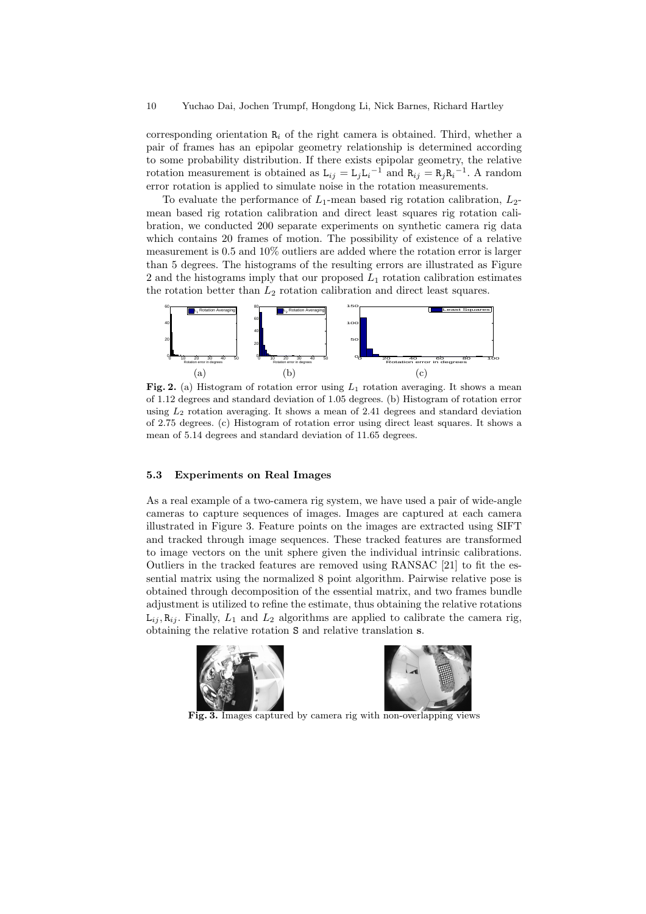corresponding orientation $\mathtt{R}_i$ of the right camera is obtained. Third, whether a pair of frames has an epipolar geometry relationship is determined according to some probability distribution. If there exists epipolar geometry, the relative rotation measurement is obtained as $\mathtt{L}_{ij} = \mathtt{L}_j \mathtt{L}_i^{-1}$ and $\mathtt{R}_{ij} = \mathtt{R}_j \mathtt{R}_i^{-1}$. A random error rotation is applied to simulate noise in the rotation measurements.

To evaluate the performance of $L_1$-mean based rig rotation calibration, $L_2$-mean based rig rotation calibration and direct least squares rig rotation calibration, we conducted 200 separate experiments on synthetic camera rig data which contains 20 frames of motion. The possibility of existence of a relative measurement is 0.5 and 10% outliers are added where the rotation error is larger than 5 degrees. The histograms of the resulting errors are illustrated as Figure 2 and the histograms imply that our proposed $L_1$ rotation calibration estimates the rotation better than $L_2$ rotation calibration and direct least squares.

(a) (b) (c)

**Fig. 2.** (a) Histogram of rotation error using $L_1$ rotation averaging. It shows a mean of 1.12 degrees and standard deviation of 1.05 degrees. (b) Histogram of rotation error using $L_2$ rotation averaging. It shows a mean of 2.41 degrees and standard deviation of 2.75 degrees. (c) Histogram of rotation error using direct least squares. It shows a mean of 5.14 degrees and standard deviation of 11.65 degrees.

### 5.3 Experiments on Real Images

As a real example of a two-camera rig system, we have used a pair of wide-angle cameras to capture sequences of images. Images are captured at each camera illustrated in Figure 3. Feature points on the images are extracted using SIFT and tracked through image sequences. These tracked features are transformed to image vectors on the unit sphere given the individual intrinsic calibrations. Outliers in the tracked features are removed using RANSAC [21] to fit the essential matrix using the normalized 8 point algorithm. Pairwise relative pose is obtained through decomposition of the essential matrix, and two frames bundle adjustment is utilized to refine the estimate, thus obtaining the relative rotations $\mathtt{L}_{ij}, \mathtt{R}_{ij}$. Finally, $L_1$ and $L_2$ algorithms are applied to calibrate the camera rig, obtaining the relative rotation $\mathtt{S}$ and relative translation $\mathbf{s}$.

**Fig. 3.** Images captured by camera rig with non-overlapping views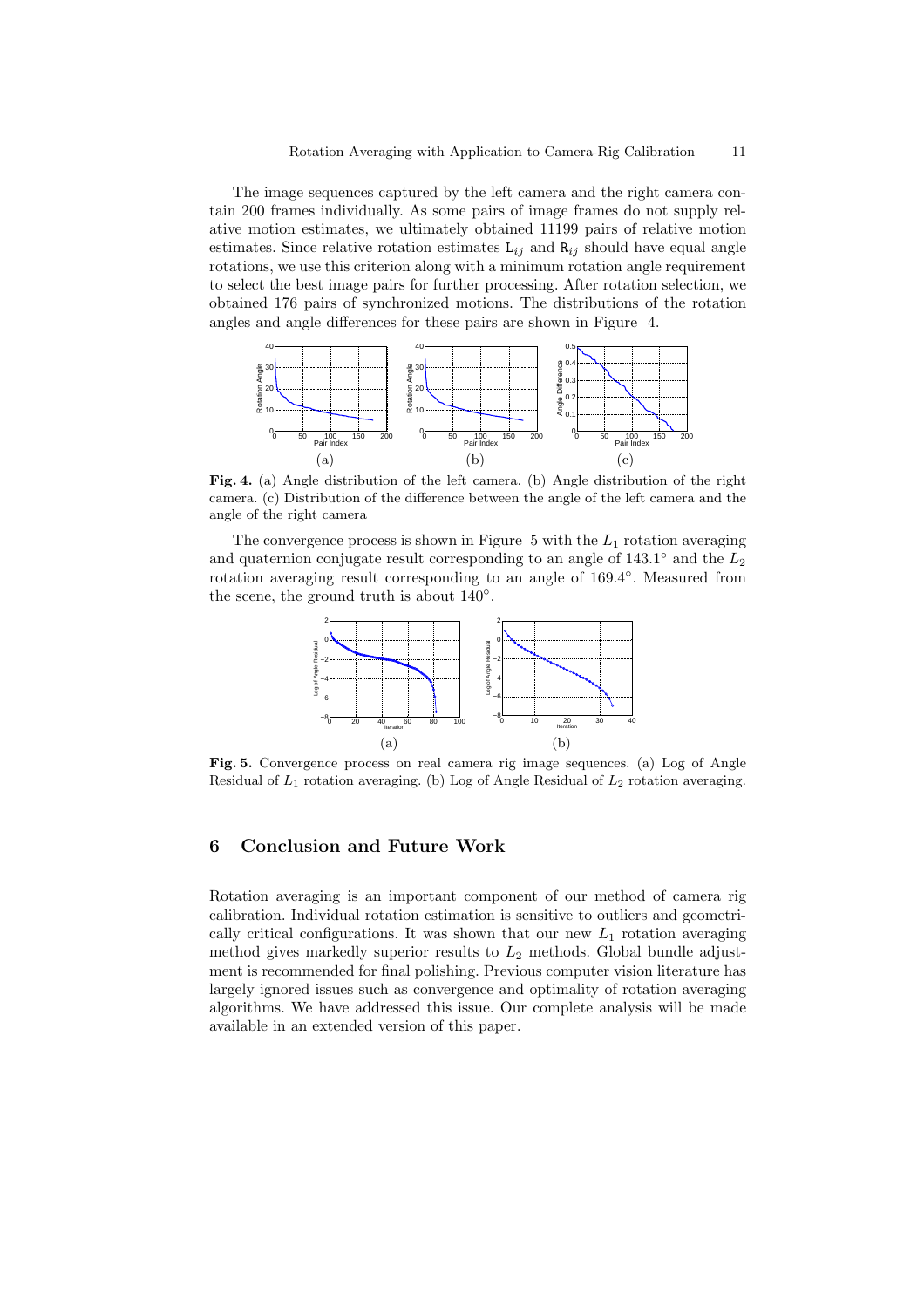The image sequences captured by the left camera and the right camera contain 200 frames individually. As some pairs of image frames do not supply relative motion estimates, we ultimately obtained 11199 pairs of relative motion estimates. Since relative rotation estimates $\mathtt{L}_{ij}$ and $\mathtt{R}_{ij}$ should have equal angle rotations, we use this criterion along with a minimum rotation angle requirement to select the best image pairs for further processing. After rotation selection, we obtained 176 pairs of synchronized motions. The distributions of the rotation angles and angle differences for these pairs are shown in Figure 4.

**Fig. 4.** (a) Angle distribution of the left camera. (b) Angle distribution of the right camera. (c) Distribution of the difference between the angle of the left camera and the angle of the right camera

The convergence process is shown in Figure 5 with the $L_1$ rotation averaging and quaternion conjugate result corresponding to an angle of $143.1^\circ$ and the $L_2$ rotation averaging result corresponding to an angle of $169.4^\circ$. Measured from the scene, the ground truth is about $140^\circ$.

**Fig. 5.** Convergence process on real camera rig image sequences. (a) Log of Angle Residual of $L_1$ rotation averaging. (b) Log of Angle Residual of $L_2$ rotation averaging.

## 6 Conclusion and Future Work

Rotation averaging is an important component of our method of camera rig calibration. Individual rotation estimation is sensitive to outliers and geometrically critical configurations. It was shown that our new $L_1$ rotation averaging method gives markedly superior results to $L_2$ methods. Global bundle adjustment is recommended for final polishing. Previous computer vision literature has largely ignored issues such as convergence and optimality of rotation averaging algorithms. We have addressed this issue. Our complete analysis will be made available in an extended version of this paper.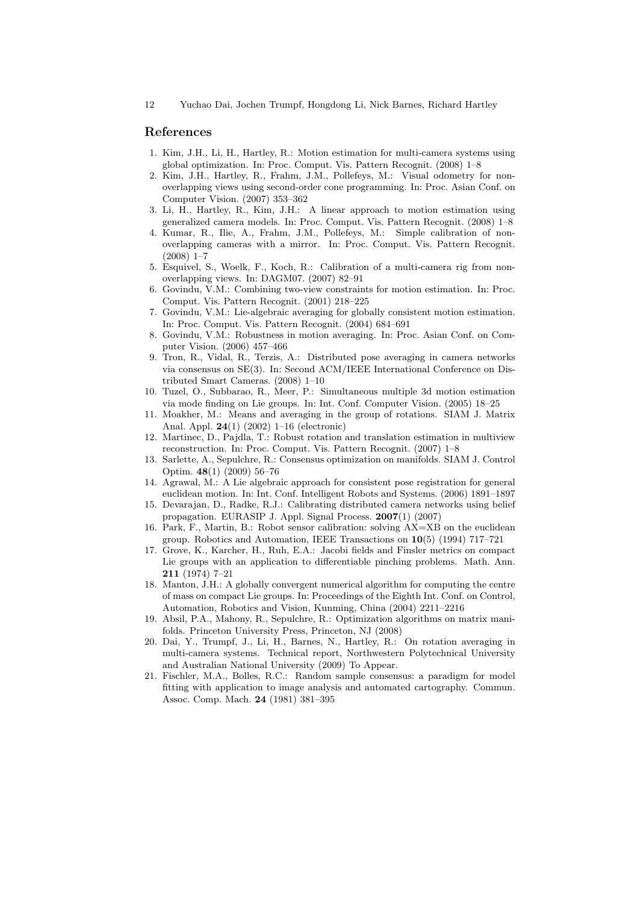## References

1. Kim, J.H., Li, H., Hartley, R.: Motion estimation for multi-camera systems using global optimization. In: Proc. Comput. Vis. Pattern Recognit. (2008) 1–8
2. Kim, J.H., Hartley, R., Frahm, J.M., Pollefeys, M.: Visual odometry for non-overlapping views using second-order cone programming. In: Proc. Asian Conf. on Computer Vision. (2007) 353–362
3. Li, H., Hartley, R., Kim, J.H.: A linear approach to motion estimation using generalized camera models. In: Proc. Comput. Vis. Pattern Recognit. (2008) 1–8
4. Kumar, R., Ilie, A., Frahm, J.M., Pollefeys, M.: Simple calibration of non-overlapping cameras with a mirror. In: Proc. Comput. Vis. Pattern Recognit. (2008) 1–7
5. Esquivel, S., Woelk, F., Koch, R.: Calibration of a multi-camera rig from non-overlapping views. In: DAGM07. (2007) 82–91
6. Govindu, V.M.: Combining two-view constraints for motion estimation. In: Proc. Comput. Vis. Pattern Recognit. (2001) 218–225
7. Govindu, V.M.: Lie-algebraic averaging for globally consistent motion estimation. In: Proc. Comput. Vis. Pattern Recognit. (2004) 684–691
8. Govindu, V.M.: Robustness in motion averaging. In: Proc. Asian Conf. on Computer Vision. (2006) 457–466
9. Tron, R., Vidal, R., Terzis, A.: Distributed pose averaging in camera networks via consensus on SE(3). In: Second ACM/IEEE International Conference on Distributed Smart Cameras. (2008) 1–10
10. Tuzel, O., Subbarao, R., Meer, P.: Simultaneous multiple 3d motion estimation via mode finding on Lie groups. In: Int. Conf. Computer Vision. (2005) 18–25
11. Moakher, M.: Means and averaging in the group of rotations. SIAM J. Matrix Anal. Appl. **24**(1) (2002) 1–16 (electronic)
12. Martinec, D., Pajdla, T.: Robust rotation and translation estimation in multiview reconstruction. In: Proc. Comput. Vis. Pattern Recognit. (2007) 1–8
13. Sarlette, A., Sepulchre, R.: Consensus optimization on manifolds. SIAM J. Control Optim. **48**(1) (2009) 56–76
14. Agrawal, M.: A Lie algebraic approach for consistent pose registration for general euclidean motion. In: Int. Conf. Intelligent Robots and Systems. (2006) 1891–1897
15. Devarajan, D., Radke, R.J.: Calibrating distributed camera networks using belief propagation. EURASIP J. Appl. Signal Process. **2007**(1) (2007)
16. Park, F., Martin, B.: Robot sensor calibration: solving AX=XB on the euclidean group. Robotics and Automation, IEEE Transactions on **10**(5) (1994) 717–721
17. Grove, K., Karcher, H., Ruh, E.A.: Jacobi fields and Finsler metrics on compact Lie groups with an application to differentiable pinching problems. Math. Ann. **211** (1974) 7–21
18. Manton, J.H.: A globally convergent numerical algorithm for computing the centre of mass on compact Lie groups. In: Proceedings of the Eighth Int. Conf. on Control, Automation, Robotics and Vision, Kunming, China (2004) 2211–2216
19. Absil, P.A., Mahony, R., Sepulchre, R.: Optimization algorithms on matrix manifolds. Princeton University Press, Princeton, NJ (2008)
20. Dai, Y., Trumpf, J., Li, H., Barnes, N., Hartley, R.: On rotation averaging in multi-camera systems. Technical report, Northwestern Polytechnical University and Australian National University (2009) To Appear.
21. Fischler, M.A., Bolles, R.C.: Random sample consensus: a paradigm for model fitting with application to image analysis and automated cartography. Commun. Assoc. Comp. Mach. **24** (1981) 381–395